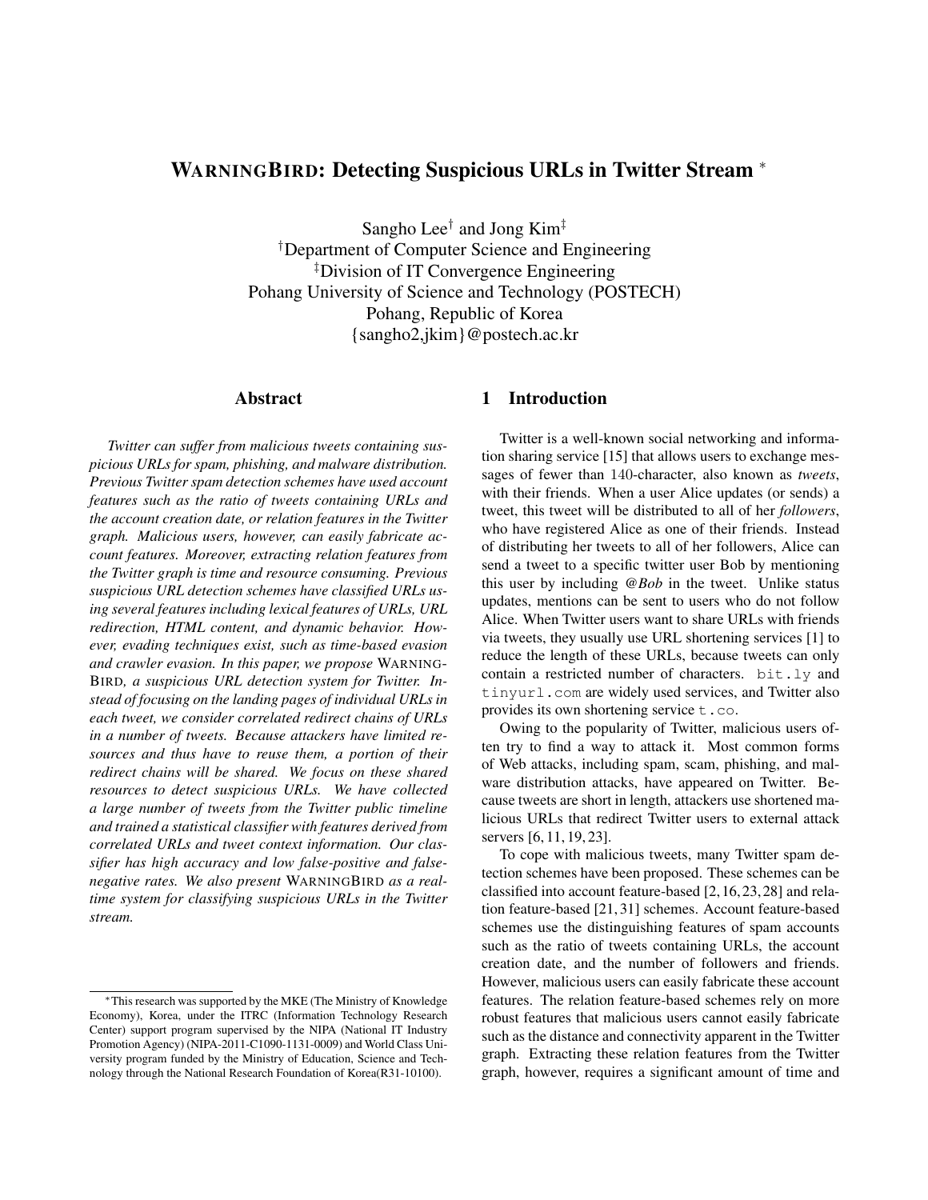# WARNINGBIRD: Detecting Suspicious URLs in Twitter Stream *

Sangho Lee† and Jong Kim‡

†Department of Computer Science and Engineering
‡Division of IT Convergence Engineering
Pohang University of Science and Technology (POSTECH)
Pohang, Republic of Korea
{sangho2,jkim}@postech.ac.kr

## Abstract

*Twitter can suffer from malicious tweets containing suspicious URLs for spam, phishing, and malware distribution. Previous Twitter spam detection schemes have used account features such as the ratio of tweets containing URLs and the account creation date, or relation features in the Twitter graph. Malicious users, however, can easily fabricate account features. Moreover, extracting relation features from the Twitter graph is time and resource consuming. Previous suspicious URL detection schemes have classified URLs using several features including lexical features of URLs, URL redirection, HTML content, and dynamic behavior. However, evading techniques exist, such as time-based evasion and crawler evasion. In this paper, we propose* WARNINGBIRD*, a suspicious URL detection system for Twitter. Instead of focusing on the landing pages of individual URLs in each tweet, we consider correlated redirect chains of URLs in a number of tweets. Because attackers have limited resources and thus have to reuse them, a portion of their redirect chains will be shared. We focus on these shared resources to detect suspicious URLs. We have collected a large number of tweets from the Twitter public timeline and trained a statistical classifier with features derived from correlated URLs and tweet context information. Our classifier has high accuracy and low false-positive and false-negative rates. We also present* WARNINGBIRD *as a realtime system for classifying suspicious URLs in the Twitter stream.*

*This research was supported by the MKE (The Ministry of Knowledge Economy), Korea, under the ITRC (Information Technology Research Center) support program supervised by the NIPA (National IT Industry Promotion Agency) (NIPA-2011-C1090-1131-0009) and World Class University program funded by the Ministry of Education, Science and Technology through the National Research Foundation of Korea(R31-10100).

## 1 Introduction

Twitter is a well-known social networking and information sharing service [15] that allows users to exchange messages of fewer than 140-character, also known as *tweets*, with their friends. When a user Alice updates (or sends) a tweet, this tweet will be distributed to all of her *followers*, who have registered Alice as one of their friends. Instead of distributing her tweets to all of her followers, Alice can send a tweet to a specific twitter user Bob by mentioning this user by including *@Bob* in the tweet. Unlike status updates, mentions can be sent to users who do not follow Alice. When Twitter users want to share URLs with friends via tweets, they usually use URL shortening services [1] to reduce the length of these URLs, because tweets can only contain a restricted number of characters. `bit.ly` and `tinyurl.com` are widely used services, and Twitter also provides its own shortening service `t.co`.

Owing to the popularity of Twitter, malicious users often try to find a way to attack it. Most common forms of Web attacks, including spam, scam, phishing, and malware distribution attacks, have appeared on Twitter. Because tweets are short in length, attackers use shortened malicious URLs that redirect Twitter users to external attack servers [6, 11, 19, 23].

To cope with malicious tweets, many Twitter spam detection schemes have been proposed. These schemes can be classified into account feature-based [2, 16, 23, 28] and relation feature-based [21, 31] schemes. Account feature-based schemes use the distinguishing features of spam accounts such as the ratio of tweets containing URLs, the account creation date, and the number of followers and friends. However, malicious users can easily fabricate these account features. The relation feature-based schemes rely on more robust features that malicious users cannot easily fabricate such as the distance and connectivity apparent in the Twitter graph. Extracting these relation features from the Twitter graph, however, requires a significant amount of time and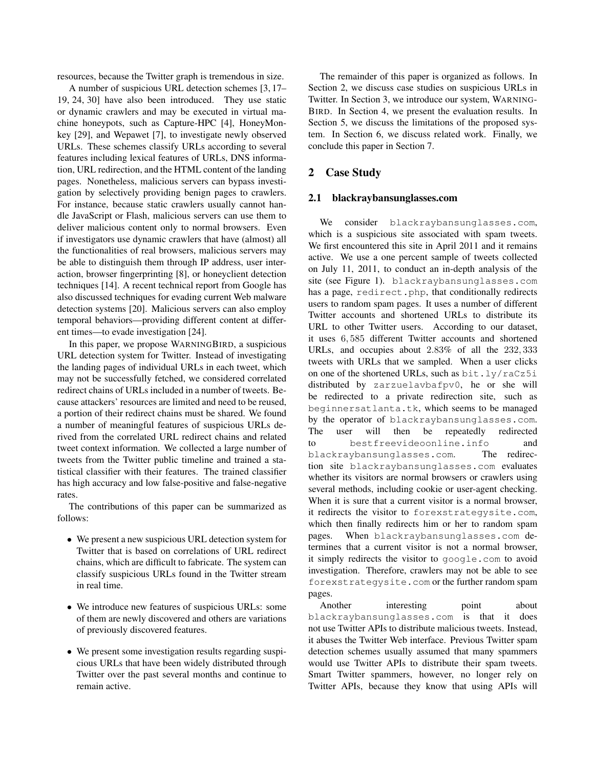resources, because the Twitter graph is tremendous in size.

A number of suspicious URL detection schemes [3, 17–19, 24, 30] have also been introduced. They use static or dynamic crawlers and may be executed in virtual machine honeypots, such as Capture-HPC [4], HoneyMonkey [29], and Wepawet [7], to investigate newly observed URLs. These schemes classify URLs according to several features including lexical features of URLs, DNS information, URL redirection, and the HTML content of the landing pages. Nonetheless, malicious servers can bypass investigation by selectively providing benign pages to crawlers. For instance, because static crawlers usually cannot handle JavaScript or Flash, malicious servers can use them to deliver malicious content only to normal browsers. Even if investigators use dynamic crawlers that have (almost) all the functionalities of real browsers, malicious servers may be able to distinguish them through IP address, user interaction, browser fingerprinting [8], or honeyclient detection techniques [14]. A recent technical report from Google has also discussed techniques for evading current Web malware detection systems [20]. Malicious servers can also employ temporal behaviors—providing different content at different times—to evade investigation [24].

In this paper, we propose WARNINGBIRD, a suspicious URL detection system for Twitter. Instead of investigating the landing pages of individual URLs in each tweet, which may not be successfully fetched, we considered correlated redirect chains of URLs included in a number of tweets. Because attackers' resources are limited and need to be reused, a portion of their redirect chains must be shared. We found a number of meaningful features of suspicious URLs derived from the correlated URL redirect chains and related tweet context information. We collected a large number of tweets from the Twitter public timeline and trained a statistical classifier with their features. The trained classifier has high accuracy and low false-positive and false-negative rates.

The contributions of this paper can be summarized as follows:

- We present a new suspicious URL detection system for Twitter that is based on correlations of URL redirect chains, which are difficult to fabricate. The system can classify suspicious URLs found in the Twitter stream in real time.
- We introduce new features of suspicious URLs: some of them are newly discovered and others are variations of previously discovered features.
- We present some investigation results regarding suspicious URLs that have been widely distributed through Twitter over the past several months and continue to remain active.

The remainder of this paper is organized as follows. In Section 2, we discuss case studies on suspicious URLs in Twitter. In Section 3, we introduce our system, WARNINGBIRD. In Section 4, we present the evaluation results. In Section 5, we discuss the limitations of the proposed system. In Section 6, we discuss related work. Finally, we conclude this paper in Section 7.

## 2 Case Study

### 2.1 blackraybansunglasses.com

We consider `blackraybansunglasses.com`, which is a suspicious site associated with spam tweets. We first encountered this site in April 2011 and it remains active. We use a one percent sample of tweets collected on July 11, 2011, to conduct an in-depth analysis of the site (see Figure 1). `blackraybansunglasses.com` has a page, `redirect.php`, that conditionally redirects users to random spam pages. It uses a number of different Twitter accounts and shortened URLs to distribute its URL to other Twitter users. According to our dataset, it uses $6,585$ different Twitter accounts and shortened URLs, and occupies about $2.83\%$ of all the $232,333$ tweets with URLs that we sampled. When a user clicks on one of the shortened URLs, such as `bit.ly/raCz5i` distributed by `zarzuelavbafpv0`, he or she will be redirected to a private redirection site, such as `beginnersatlanta.tk`, which seems to be managed by the operator of `blackraybansunglasses.com`. The user will then be repeatedly redirected to `bestfreevideoonline.info` and `blackraybansunglasses.com`. The redirection site `blackraybansunglasses.com` evaluates whether its visitors are normal browsers or crawlers using several methods, including cookie or user-agent checking. When it is sure that a current visitor is a normal browser, it redirects the visitor to `forexstrategysite.com`, which then finally redirects him or her to random spam pages. When `blackraybansunglasses.com` determines that a current visitor is not a normal browser, it simply redirects the visitor to `google.com` to avoid investigation. Therefore, crawlers may not be able to see `forexstrategysite.com` or the further random spam pages.

Another interesting point about `blackraybansunglasses.com` is that it does not use Twitter APIs to distribute malicious tweets. Instead, it abuses the Twitter Web interface. Previous Twitter spam detection schemes usually assumed that many spammers would use Twitter APIs to distribute their spam tweets. Smart Twitter spammers, however, no longer rely on Twitter APIs, because they know that using APIs will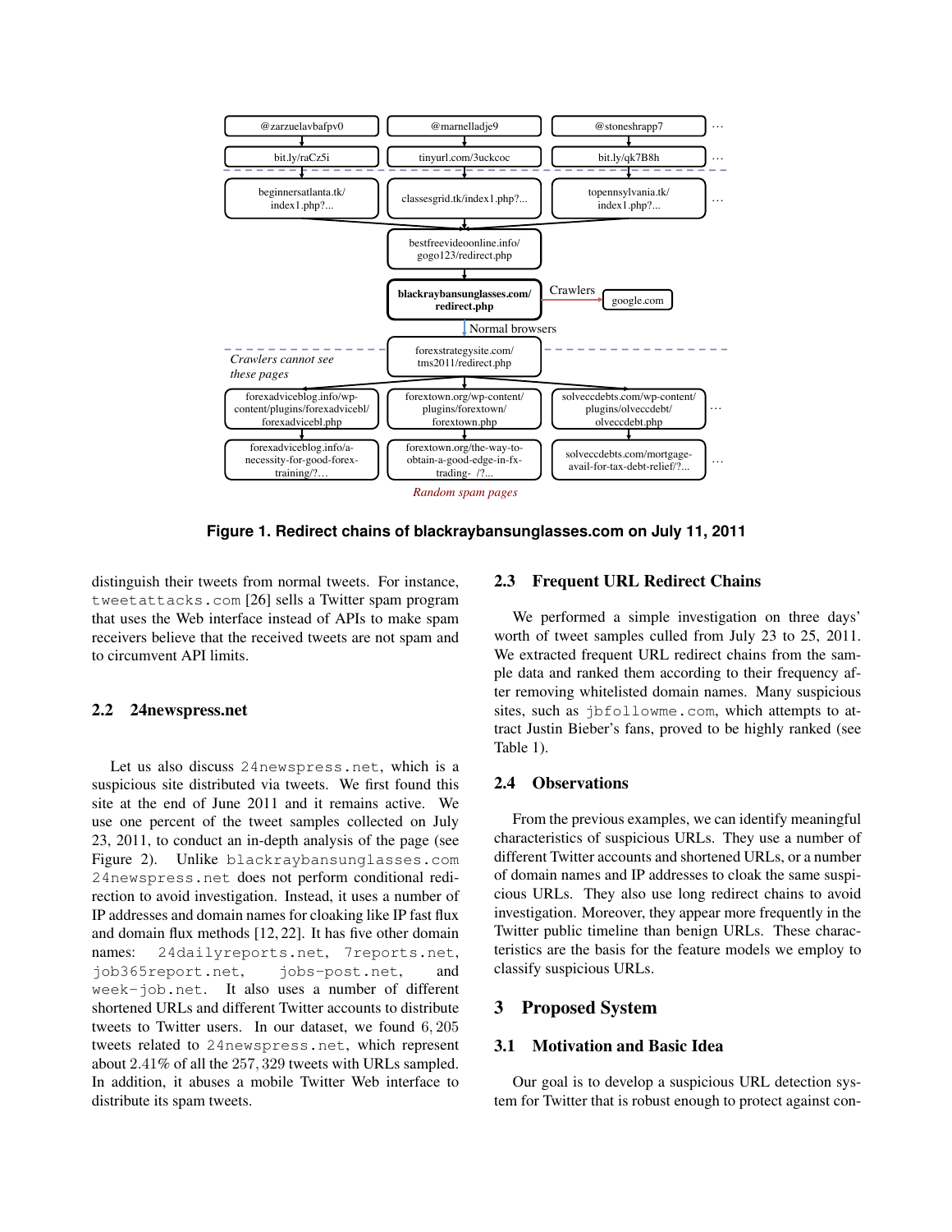Figure 1. Redirect chains of blackraybansunglasses.com on July 11, 2011

distinguish their tweets from normal tweets. For instance, tweetattacks.com [26] sells a Twitter spam program that uses the Web interface instead of APIs to make spam receivers believe that the received tweets are not spam and to circumvent API limits.

### 2.2 24newspress.net

Let us also discuss 24newspress.net, which is a suspicious site distributed via tweets. We first found this site at the end of June 2011 and it remains active. We use one percent of the tweet samples collected on July 23, 2011, to conduct an in-depth analysis of the page (see Figure 2). Unlike blackraybansunglasses.com 24newspress.net does not perform conditional redirection to avoid investigation. Instead, it uses a number of IP addresses and domain names for cloaking like IP fast flux and domain flux methods [12, 22]. It has five other domain names: 24dailyreports.net, 7reports.net, job365report.net, jobs-post.net, and week-job.net. It also uses a number of different shortened URLs and different Twitter accounts to distribute tweets to Twitter users. In our dataset, we found 6,205 tweets related to 24newspress.net, which represent about 2.41% of all the 257,329 tweets with URLs sampled. In addition, it abuses a mobile Twitter Web interface to distribute its spam tweets.

### 2.3 Frequent URL Redirect Chains

We performed a simple investigation on three days' worth of tweet samples culled from July 23 to 25, 2011. We extracted frequent URL redirect chains from the sample data and ranked them according to their frequency after removing whitelisted domain names. Many suspicious sites, such as jbfollowme.com, which attempts to attract Justin Bieber's fans, proved to be highly ranked (see Table 1).

### 2.4 Observations

From the previous examples, we can identify meaningful characteristics of suspicious URLs. They use a number of different Twitter accounts and shortened URLs, or a number of domain names and IP addresses to cloak the same suspicious URLs. They also use long redirect chains to avoid investigation. Moreover, they appear more frequently in the Twitter public timeline than benign URLs. These characteristics are the basis for the feature models we employ to classify suspicious URLs.

## 3 Proposed System

### 3.1 Motivation and Basic Idea

Our goal is to develop a suspicious URL detection system for Twitter that is robust enough to protect against con-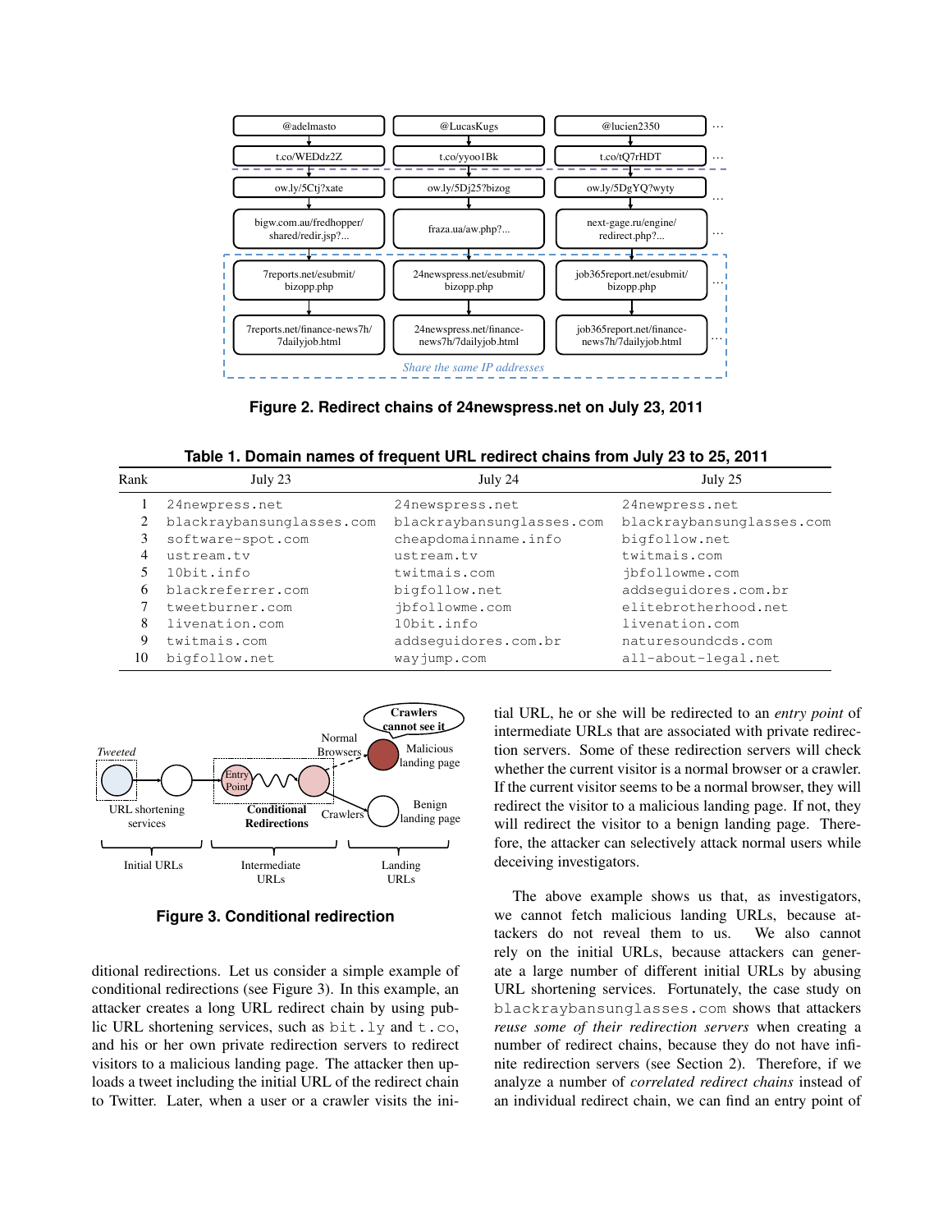Figure 2. Redirect chains of 24newspress.net on July 23, 2011

Table 1. Domain names of frequent URL redirect chains from July 23 to 25, 2011

| Rank | July 23 | July 24 | July 25 |
|---|---|---|---|
| 1 | 24newpress.net | 24newspress.net | 24newpress.net |
| 2 | blackraybansunglasses.com | blackraybansunglasses.com | blackraybansunglasses.com |
| 3 | software-spot.com | cheapdomainname.info | bigfollow.net |
| 4 | ustream.tv | ustream.tv | twitmais.com |
| 5 | 10bit.info | twitmais.com | jbfollowme.com |
| 6 | blackreferrer.com | bigfollow.net | addseguidores.com.br |
| 7 | tweetburner.com | jbfollowme.com | elitebrotherhood.net |
| 8 | livenation.com | 10bit.info | livenation.com |
| 9 | twitmais.com | addseguidores.com.br | naturesoundcds.com |
| 10 | bigfollow.net | wayjump.com | all-about-legal.net |

Figure 3. Conditional redirection

ditional redirections. Let us consider a simple example of conditional redirections (see Figure 3). In this example, an attacker creates a long URL redirect chain by using public URL shortening services, such as bit.ly and t.co, and his or her own private redirection servers to redirect visitors to a malicious landing page. The attacker then uploads a tweet including the initial URL of the redirect chain to Twitter. Later, when a user or a crawler visits the initial URL, he or she will be redirected to an *entry point* of intermediate URLs that are associated with private redirection servers. Some of these redirection servers will check whether the current visitor is a normal browser or a crawler. If the current visitor seems to be a normal browser, they will redirect the visitor to a malicious landing page. If not, they will redirect the visitor to a benign landing page. Therefore, the attacker can selectively attack normal users while deceiving investigators.

The above example shows us that, as investigators, we cannot fetch malicious landing URLs, because attackers do not reveal them to us. We also cannot rely on the initial URLs, because attackers can generate a large number of different initial URLs by abusing URL shortening services. Fortunately, the case study on blackraybansunglasses.com shows that attackers *reuse some of their redirection servers* when creating a number of redirect chains, because they do not have infinite redirection servers (see Section 2). Therefore, if we analyze a number of *correlated redirect chains* instead of an individual redirect chain, we can find an entry point of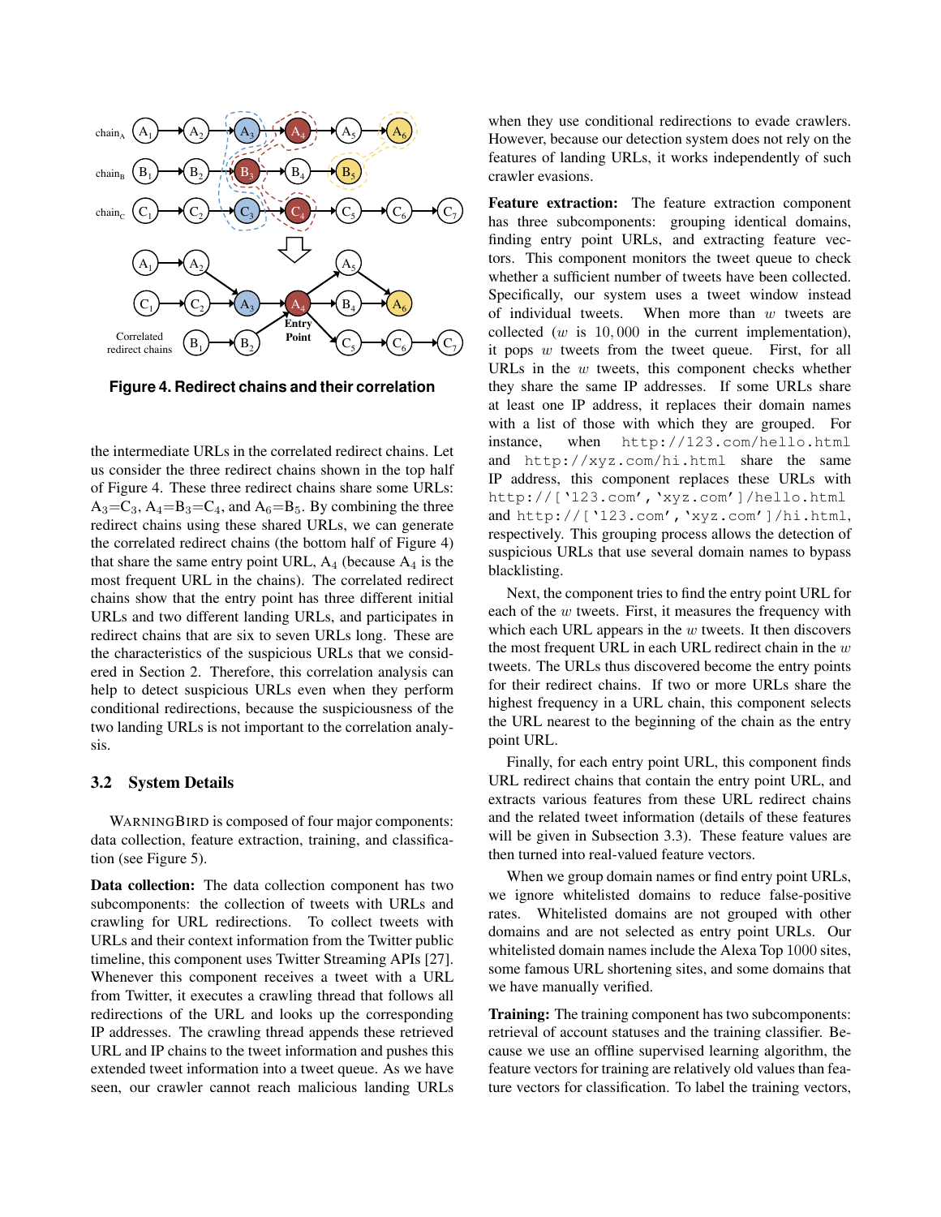Figure 4. Redirect chains and their correlation

the intermediate URLs in the correlated redirect chains. Let us consider the three redirect chains shown in the top half of Figure 4. These three redirect chains share some URLs: $A_3$=$C_3$, $A_4$=$B_3$=$C_4$, and $A_6$=$B_5$. By combining the three redirect chains using these shared URLs, we can generate the correlated redirect chains (the bottom half of Figure 4) that share the same entry point URL, $A_4$ (because $A_4$ is the most frequent URL in the chains). The correlated redirect chains show that the entry point has three different initial URLs and two different landing URLs, and participates in redirect chains that are six to seven URLs long. These are the characteristics of the suspicious URLs that we considered in Section 2. Therefore, this correlation analysis can help to detect suspicious URLs even when they perform conditional redirections, because the suspiciousness of the two landing URLs is not important to the correlation analysis.

### 3.2 System Details

WARNINGBIRD is composed of four major components: data collection, feature extraction, training, and classification (see Figure 5).

**Data collection:** The data collection component has two subcomponents: the collection of tweets with URLs and crawling for URL redirections. To collect tweets with URLs and their context information from the Twitter public timeline, this component uses Twitter Streaming APIs [27]. Whenever this component receives a tweet with a URL from Twitter, it executes a crawling thread that follows all redirections of the URL and looks up the corresponding IP addresses. The crawling thread appends these retrieved URL and IP chains to the tweet information and pushes this extended tweet information into a tweet queue. As we have seen, our crawler cannot reach malicious landing URLs when they use conditional redirections to evade crawlers. However, because our detection system does not rely on the features of landing URLs, it works independently of such crawler evasions.

**Feature extraction:** The feature extraction component has three subcomponents: grouping identical domains, finding entry point URLs, and extracting feature vectors. This component monitors the tweet queue to check whether a sufficient number of tweets have been collected. Specifically, our system uses a tweet window instead of individual tweets. When more than $w$ tweets are collected ($w$ is $10,000$ in the current implementation), it pops $w$ tweets from the tweet queue. First, for all URLs in the $w$ tweets, this component checks whether they share the same IP addresses. If some URLs share at least one IP address, it replaces their domain names with a list of those with which they are grouped. For instance, when `http://123.com/hello.html` and `http://xyz.com/hi.html` share the same IP address, this component replaces these URLs with `http://['123.com','xyz.com']/hello.html` and `http://['123.com','xyz.com']/hi.html`, respectively. This grouping process allows the detection of suspicious URLs that use several domain names to bypass blacklisting.

Next, the component tries to find the entry point URL for each of the $w$ tweets. First, it measures the frequency with which each URL appears in the $w$ tweets. It then discovers the most frequent URL in each URL redirect chain in the $w$ tweets. The URLs thus discovered become the entry points for their redirect chains. If two or more URLs share the highest frequency in a URL chain, this component selects the URL nearest to the beginning of the chain as the entry point URL.

Finally, for each entry point URL, this component finds URL redirect chains that contain the entry point URL, and extracts various features from these URL redirect chains and the related tweet information (details of these features will be given in Subsection 3.3). These feature values are then turned into real-valued feature vectors.

When we group domain names or find entry point URLs, we ignore whitelisted domains to reduce false-positive rates. Whitelisted domains are not grouped with other domains and are not selected as entry point URLs. Our whitelisted domain names include the Alexa Top 1000 sites, some famous URL shortening sites, and some domains that we have manually verified.

**Training:** The training component has two subcomponents: retrieval of account statuses and the training classifier. Because we use an offline supervised learning algorithm, the feature vectors for training are relatively old values than feature vectors for classification. To label the training vectors,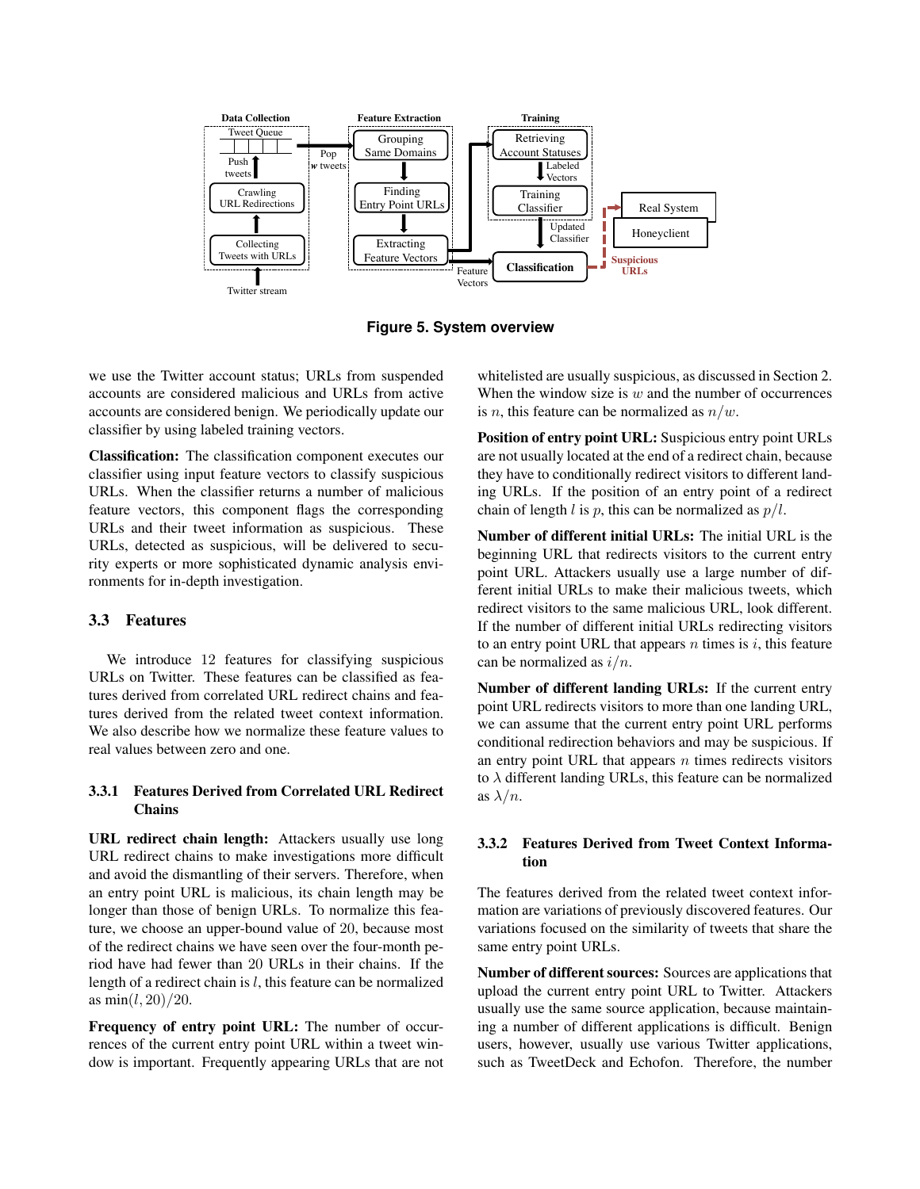Figure 5. System overview

we use the Twitter account status; URLs from suspended accounts are considered malicious and URLs from active accounts are considered benign. We periodically update our classifier by using labeled training vectors.

**Classification:** The classification component executes our classifier using input feature vectors to classify suspicious URLs. When the classifier returns a number of malicious feature vectors, this component flags the corresponding URLs and their tweet information as suspicious. These URLs, detected as suspicious, will be delivered to security experts or more sophisticated dynamic analysis environments for in-depth investigation.

### 3.3 Features

We introduce 12 features for classifying suspicious URLs on Twitter. These features can be classified as features derived from correlated URL redirect chains and features derived from the related tweet context information. We also describe how we normalize these feature values to real values between zero and one.

#### 3.3.1 Features Derived from Correlated URL Redirect Chains

**URL redirect chain length:** Attackers usually use long URL redirect chains to make investigations more difficult and avoid the dismantling of their servers. Therefore, when an entry point URL is malicious, its chain length may be longer than those of benign URLs. To normalize this feature, we choose an upper-bound value of 20, because most of the redirect chains we have seen over the four-month period have had fewer than 20 URLs in their chains. If the length of a redirect chain is $l$, this feature can be normalized as $\min(l, 20)/20$.

**Frequency of entry point URL:** The number of occurrences of the current entry point URL within a tweet window is important. Frequently appearing URLs that are not whitelisted are usually suspicious, as discussed in Section 2. When the window size is $w$ and the number of occurrences is $n$, this feature can be normalized as $n/w$.

**Position of entry point URL:** Suspicious entry point URLs are not usually located at the end of a redirect chain, because they have to conditionally redirect visitors to different landing URLs. If the position of an entry point of a redirect chain of length $l$ is $p$, this can be normalized as $p/l$.

**Number of different initial URLs:** The initial URL is the beginning URL that redirects visitors to the current entry point URL. Attackers usually use a large number of different initial URLs to make their malicious tweets, which redirect visitors to the same malicious URL, look different. If the number of different initial URLs redirecting visitors to an entry point URL that appears $n$ times is $i$, this feature can be normalized as $i/n$.

**Number of different landing URLs:** If the current entry point URL redirects visitors to more than one landing URL, we can assume that the current entry point URL performs conditional redirection behaviors and may be suspicious. If an entry point URL that appears $n$ times redirects visitors to $\lambda$ different landing URLs, this feature can be normalized as $\lambda/n$.

#### 3.3.2 Features Derived from Tweet Context Information

The features derived from the related tweet context information are variations of previously discovered features. Our variations focused on the similarity of tweets that share the same entry point URLs.

**Number of different sources:** Sources are applications that upload the current entry point URL to Twitter. Attackers usually use the same source application, because maintaining a number of different applications is difficult. Benign users, however, usually use various Twitter applications, such as TweetDeck and Echofon. Therefore, the number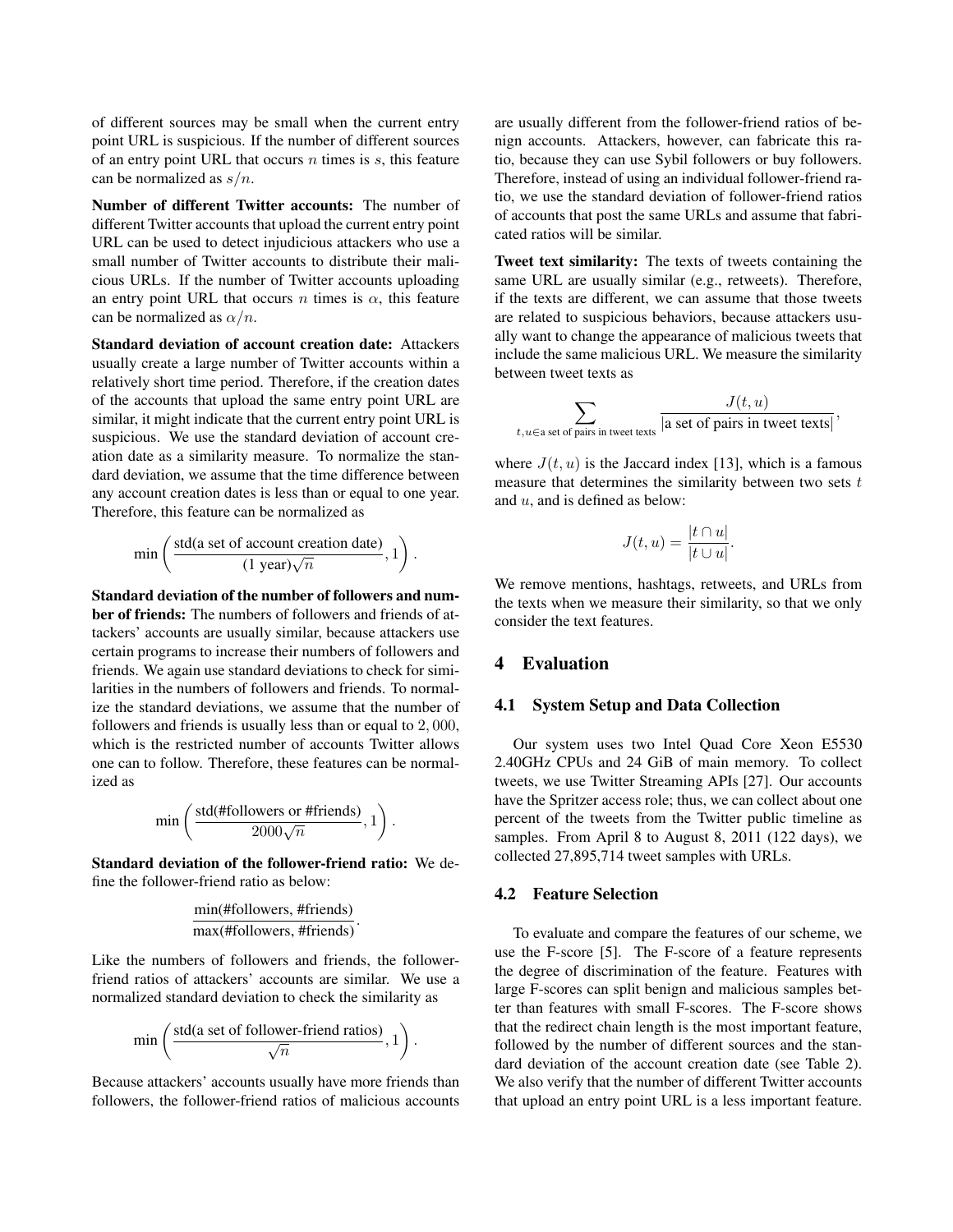of different sources may be small when the current entry point URL is suspicious. If the number of different sources of an entry point URL that occurs $n$ times is $s$, this feature can be normalized as $s/n$.

**Number of different Twitter accounts:** The number of different Twitter accounts that upload the current entry point URL can be used to detect injudicious attackers who use a small number of Twitter accounts to distribute their malicious URLs. If the number of Twitter accounts uploading an entry point URL that occurs $n$ times is $\alpha$, this feature can be normalized as $\alpha/n$.

**Standard deviation of account creation date:** Attackers usually create a large number of Twitter accounts within a relatively short time period. Therefore, if the creation dates of the accounts that upload the same entry point URL are similar, it might indicate that the current entry point URL is suspicious. We use the standard deviation of account creation date as a similarity measure. To normalize the standard deviation, we assume that the time difference between any account creation dates is less than or equal to one year. Therefore, this feature can be normalized as

$$\min\left(\frac{\text{std(a set of account creation date)}}{\text{(1 year)}\sqrt{n}}, 1\right).$$

**Standard deviation of the number of followers and number of friends:** The numbers of followers and friends of attackers' accounts are usually similar, because attackers use certain programs to increase their numbers of followers and friends. We again use standard deviations to check for similarities in the numbers of followers and friends. To normalize the standard deviations, we assume that the number of followers and friends is usually less than or equal to $2,000$, which is the restricted number of accounts Twitter allows one can to follow. Therefore, these features can be normalized as

$$\min\left(\frac{\text{std(\#followers or \#friends)}}{2000\sqrt{n}}, 1\right).$$

**Standard deviation of the follower-friend ratio:** We define the follower-friend ratio as below:

$$\frac{\text{min(\#followers, \#friends)}}{\text{max(\#followers, \#friends)}}.$$

Like the numbers of followers and friends, the follower-friend ratios of attackers' accounts are similar. We use a normalized standard deviation to check the similarity as

$$\min\left(\frac{\text{std(a set of follower-friend ratios)}}{\sqrt{n}}, 1\right).$$

Because attackers' accounts usually have more friends than followers, the follower-friend ratios of malicious accounts are usually different from the follower-friend ratios of benign accounts. Attackers, however, can fabricate this ratio, because they can use Sybil followers or buy followers. Therefore, instead of using an individual follower-friend ratio, we use the standard deviation of follower-friend ratios of accounts that post the same URLs and assume that fabricated ratios will be similar.

**Tweet text similarity:** The texts of tweets containing the same URL are usually similar (e.g., retweets). Therefore, if the texts are different, we can assume that those tweets are related to suspicious behaviors, because attackers usually want to change the appearance of malicious tweets that include the same malicious URL. We measure the similarity between tweet texts as

$$\sum_{t,u \in \text{a set of pairs in tweet texts}} \frac{J(t,u)}{|\text{a set of pairs in tweet texts}|},$$

where $J(t,u)$ is the Jaccard index [13], which is a famous measure that determines the similarity between two sets $t$ and $u$, and is defined as below:

$$J(t,u) = \frac{|t \cap u|}{|t \cup u|}.$$

We remove mentions, hashtags, retweets, and URLs from the texts when we measure their similarity, so that we only consider the text features.

## 4 Evaluation

### 4.1 System Setup and Data Collection

Our system uses two Intel Quad Core Xeon E5530 2.40GHz CPUs and 24 GiB of main memory. To collect tweets, we use Twitter Streaming APIs [27]. Our accounts have the Spritzer access role; thus, we can collect about one percent of the tweets from the Twitter public timeline as samples. From April 8 to August 8, 2011 (122 days), we collected 27,895,714 tweet samples with URLs.

### 4.2 Feature Selection

To evaluate and compare the features of our scheme, we use the F-score [5]. The F-score of a feature represents the degree of discrimination of the feature. Features with large F-scores can split benign and malicious samples better than features with small F-scores. The F-score shows that the redirect chain length is the most important feature, followed by the number of different sources and the standard deviation of the account creation date (see Table 2). We also verify that the number of different Twitter accounts that upload an entry point URL is a less important feature.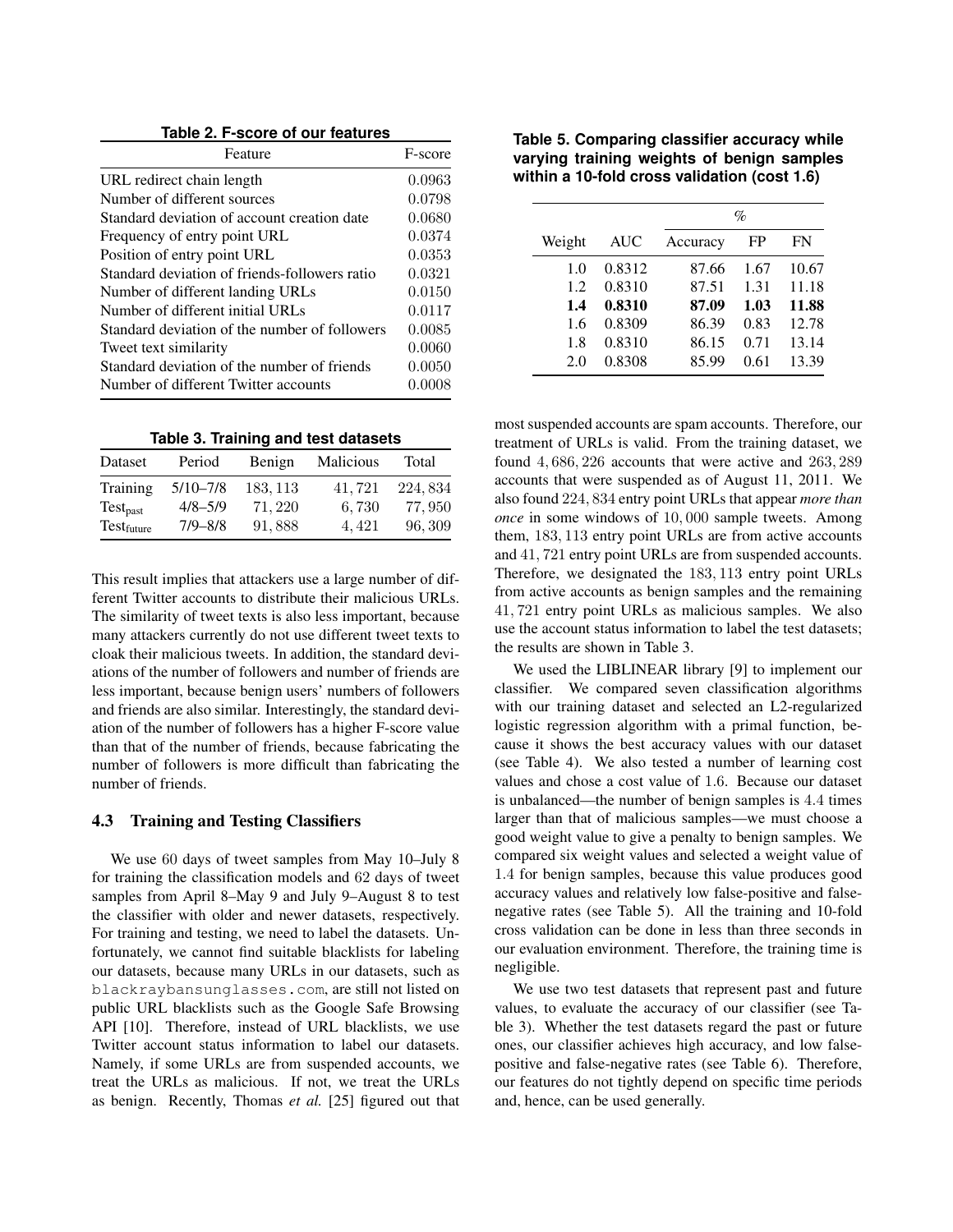**Table 2. F-score of our features**

| Feature | F-score |
|---|---|
| URL redirect chain length | 0.0963 |
| Number of different sources | 0.0798 |
| Standard deviation of account creation date | 0.0680 |
| Frequency of entry point URL | 0.0374 |
| Position of entry point URL | 0.0353 |
| Standard deviation of friends-followers ratio | 0.0321 |
| Number of different landing URLs | 0.0150 |
| Number of different initial URLs | 0.0117 |
| Standard deviation of the number of followers | 0.0085 |
| Tweet text similarity | 0.0060 |
| Standard deviation of the number of friends | 0.0050 |
| Number of different Twitter accounts | 0.0008 |

**Table 3. Training and test datasets**

| Dataset | Period | Benign | Malicious | Total |
|---|---|---|---|---|
| Training | 5/10–7/8 | 183,113 | 41,721 | 224,834 |
| $\text{Test}_{\text{past}}$ | 4/8–5/9 | 71,220 | 6,730 | 77,950 |
| $\text{Test}_{\text{future}}$ | 7/9–8/8 | 91,888 | 4,421 | 96,309 |

This result implies that attackers use a large number of different Twitter accounts to distribute their malicious URLs. The similarity of tweet texts is also less important, because many attackers currently do not use different tweet texts to cloak their malicious tweets. In addition, the standard deviations of the number of followers and number of friends are less important, because benign users' numbers of followers and friends are also similar. Interestingly, the standard deviation of the number of followers has a higher F-score value than that of the number of friends, because fabricating the number of followers is more difficult than fabricating the number of friends.

### 4.3 Training and Testing Classifiers

We use 60 days of tweet samples from May 10–July 8 for training the classification models and 62 days of tweet samples from April 8–May 9 and July 9–August 8 to test the classifier with older and newer datasets, respectively. For training and testing, we need to label the datasets. Unfortunately, we cannot find suitable blacklists for labeling our datasets, because many URLs in our datasets, such as `blackraybansunglasses.com`, are still not listed on public URL blacklists such as the Google Safe Browsing API [10]. Therefore, instead of URL blacklists, we use Twitter account status information to label our datasets. Namely, if some URLs are from suspended accounts, we treat the URLs as malicious. If not, we treat the URLs as benign. Recently, Thomas *et al.* [25] figured out that most suspended accounts are spam accounts. Therefore, our treatment of URLs is valid. From the training dataset, we found 4,686,226 accounts that were active and 263,289 accounts that were suspended as of August 11, 2011. We also found 224,834 entry point URLs that appear *more than once* in some windows of 10,000 sample tweets. Among them, 183,113 entry point URLs are from active accounts and 41,721 entry point URLs are from suspended accounts. Therefore, we designated the 183,113 entry point URLs from active accounts as benign samples and the remaining 41,721 entry point URLs as malicious samples. We also use the account status information to label the test datasets; the results are shown in Table 3.

**Table 5. Comparing classifier accuracy while varying training weights of benign samples within a 10-fold cross validation (cost 1.6)**

| | | % | | |
|---|---|---|---|---|
| Weight | AUC | Accuracy | FP | FN |
| 1.0 | 0.8312 | 87.66 | 1.67 | 10.67 |
| 1.2 | 0.8310 | 87.51 | 1.31 | 11.18 |
| **1.4** | **0.8310** | **87.09** | **1.03** | **11.88** |
| 1.6 | 0.8309 | 86.39 | 0.83 | 12.78 |
| 1.8 | 0.8310 | 86.15 | 0.71 | 13.14 |
| 2.0 | 0.8308 | 85.99 | 0.61 | 13.39 |

We used the LIBLINEAR library [9] to implement our classifier. We compared seven classification algorithms with our training dataset and selected an L2-regularized logistic regression algorithm with a primal function, because it shows the best accuracy values with our dataset (see Table 4). We also tested a number of learning cost values and chose a cost value of 1.6. Because our dataset is unbalanced—the number of benign samples is 4.4 times larger than that of malicious samples—we must choose a good weight value to give a penalty to benign samples. We compared six weight values and selected a weight value of 1.4 for benign samples, because this value produces good accuracy values and relatively low false-positive and false-negative rates (see Table 5). All the training and 10-fold cross validation can be done in less than three seconds in our evaluation environment. Therefore, the training time is negligible.

We use two test datasets that represent past and future values, to evaluate the accuracy of our classifier (see Table 3). Whether the test datasets regard the past or future ones, our classifier achieves high accuracy, and low false-positive and false-negative rates (see Table 6). Therefore, our features do not tightly depend on specific time periods and, hence, can be used generally.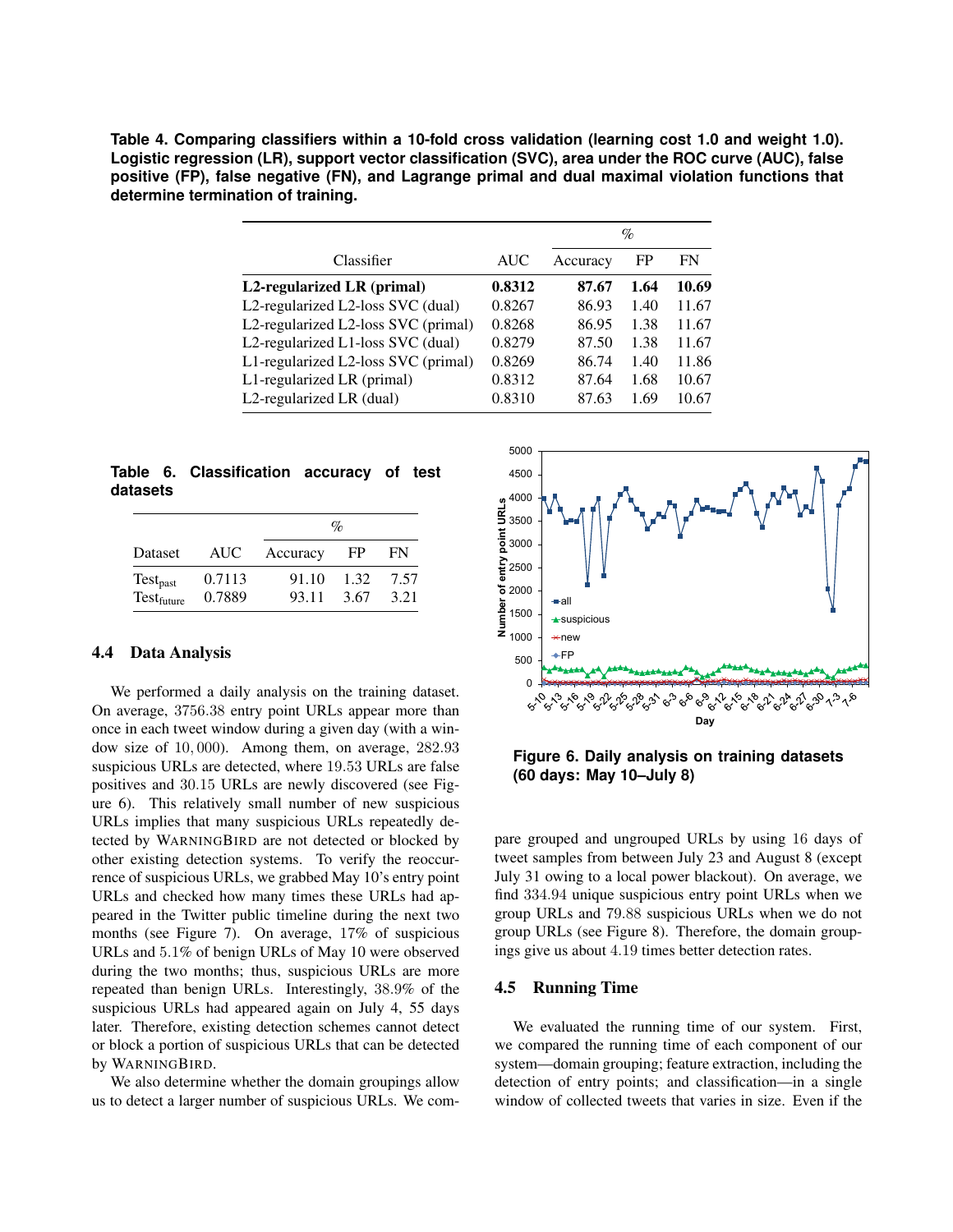**Table 4. Comparing classifiers within a 10-fold cross validation (learning cost 1.0 and weight 1.0). Logistic regression (LR), support vector classification (SVC), area under the ROC curve (AUC), false positive (FP), false negative (FN), and Lagrange primal and dual maximal violation functions that determine termination of training.**

| Classifier | AUC | % | | |
|---|---|---|---|---|
| | | Accuracy | FP | FN |
| **L2-regularized LR (primal)** | **0.8312** | **87.67** | **1.64** | **10.69** |
| L2-regularized L2-loss SVC (dual) | 0.8267 | 86.93 | 1.40 | 11.67 |
| L2-regularized L2-loss SVC (primal) | 0.8268 | 86.95 | 1.38 | 11.67 |
| L2-regularized L1-loss SVC (dual) | 0.8279 | 87.50 | 1.38 | 11.67 |
| L1-regularized L2-loss SVC (primal) | 0.8269 | 86.74 | 1.40 | 11.86 |
| L1-regularized LR (primal) | 0.8312 | 87.64 | 1.68 | 10.67 |
| L2-regularized LR (dual) | 0.8310 | 87.63 | 1.69 | 10.67 |

**Table 6. Classification accuracy of test datasets**

| Dataset | AUC | % | | |
|---|---|---|---|---|
| | | Accuracy | FP | FN |
| $\text{Test}_{\text{past}}$ | 0.7113 | 91.10 | 1.32 | 7.57 |
| $\text{Test}_{\text{future}}$ | 0.7889 | 93.11 | 3.67 | 3.21 |

### 4.4 Data Analysis

We performed a daily analysis on the training dataset. On average, 3756.38 entry point URLs appear more than once in each tweet window during a given day (with a window size of 10,000). Among them, on average, 282.93 suspicious URLs are detected, where 19.53 URLs are false positives and 30.15 URLs are newly discovered (see Figure 6). This relatively small number of new suspicious URLs implies that many suspicious URLs repeatedly detected by WARNINGBIRD are not detected or blocked by other existing detection systems. To verify the reoccurrence of suspicious URLs, we grabbed May 10's entry point URLs and checked how many times these URLs had appeared in the Twitter public timeline during the next two months (see Figure 7). On average, 17% of suspicious URLs and 5.1% of benign URLs of May 10 were observed during the two months; thus, suspicious URLs are more repeated than benign URLs. Interestingly, 38.9% of the suspicious URLs had appeared again on July 4, 55 days later. Therefore, existing detection schemes cannot detect or block a portion of suspicious URLs that can be detected by WARNINGBIRD.

We also determine whether the domain groupings allow us to detect a larger number of suspicious URLs. We compare grouped and ungrouped URLs by using 16 days of tweet samples from between July 23 and August 8 (except July 31 owing to a local power blackout). On average, we find 334.94 unique suspicious entry point URLs when we group URLs and 79.88 suspicious URLs when we do not group URLs (see Figure 8). Therefore, the domain groupings give us about 4.19 times better detection rates.

**Figure 6. Daily analysis on training datasets (60 days: May 10–July 8)**

### 4.5 Running Time

We evaluated the running time of our system. First, we compared the running time of each component of our system—domain grouping; feature extraction, including the detection of entry points; and classification—in a single window of collected tweets that varies in size. Even if the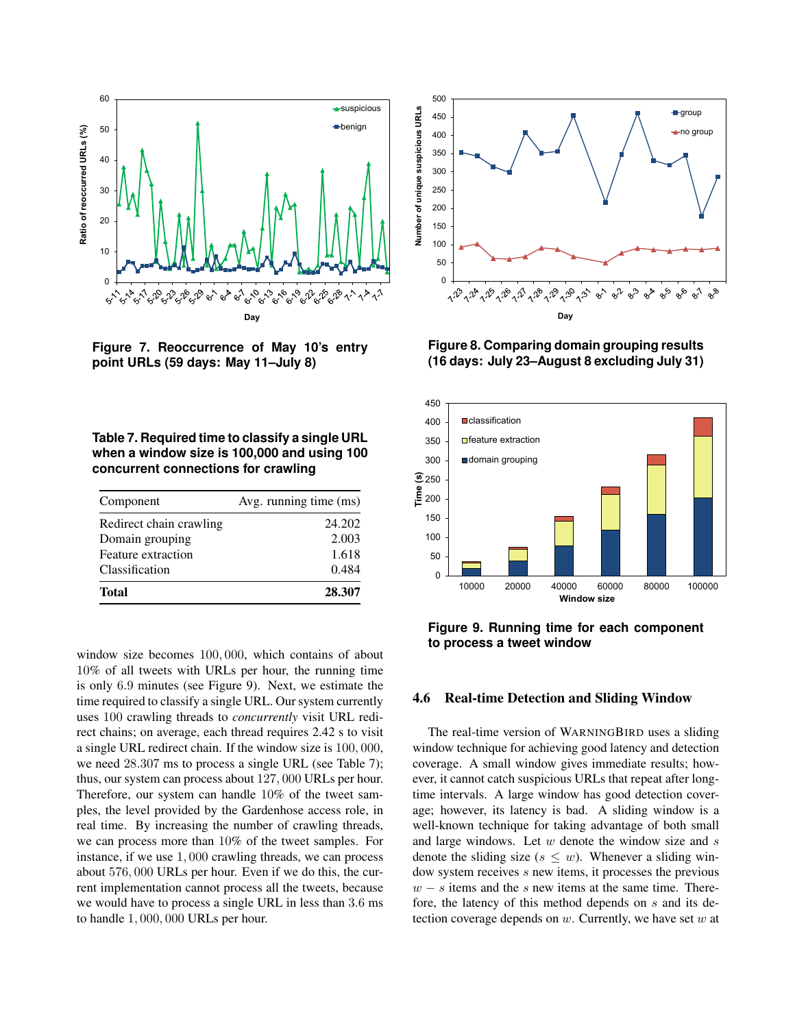Figure 7. Reoccurrence of May 10's entry point URLs (59 days: May 11–July 8)

Table 7. Required time to classify a single URL when a window size is 100,000 and using 100 concurrent connections for crawling

| Component | Avg. running time (ms) |
|---|---|
| Redirect chain crawling | 24.202 |
| Domain grouping | 2.003 |
| Feature extraction | 1.618 |
| Classification | 0.484 |
| **Total** | **28.307** |

window size becomes $100,000$, which contains of about $10\%$ of all tweets with URLs per hour, the running time is only 6.9 minutes (see Figure 9). Next, we estimate the time required to classify a single URL. Our system currently uses 100 crawling threads to *concurrently* visit URL redirect chains; on average, each thread requires 2.42 s to visit a single URL redirect chain. If the window size is $100,000$, we need $28.307$ ms to process a single URL (see Table 7); thus, our system can process about $127,000$ URLs per hour. Therefore, our system can handle $10\%$ of the tweet samples, the level provided by the Gardenhose access role, in real time. By increasing the number of crawling threads, we can process more than $10\%$ of the tweet samples. For instance, if we use $1,000$ crawling threads, we can process about $576,000$ URLs per hour. Even if we do this, the current implementation cannot process all the tweets, because we would have to process a single URL in less than $3.6$ ms to handle $1,000,000$ URLs per hour.

Figure 8. Comparing domain grouping results (16 days: July 23–August 8 excluding July 31)

Figure 9. Running time for each component to process a tweet window

## 4.6 Real-time Detection and Sliding Window

The real-time version of WARNINGBIRD uses a sliding window technique for achieving good latency and detection coverage. A small window gives immediate results; however, it cannot catch suspicious URLs that repeat after long-time intervals. A large window has good detection coverage; however, its latency is bad. A sliding window is a well-known technique for taking advantage of both small and large windows. Let $w$ denote the window size and $s$ denote the sliding size ($s \leq w$). Whenever a sliding window system receives $s$ new items, it processes the previous $w - s$ items and the $s$ new items at the same time. Therefore, the latency of this method depends on $s$ and its detection coverage depends on $w$. Currently, we have set $w$ at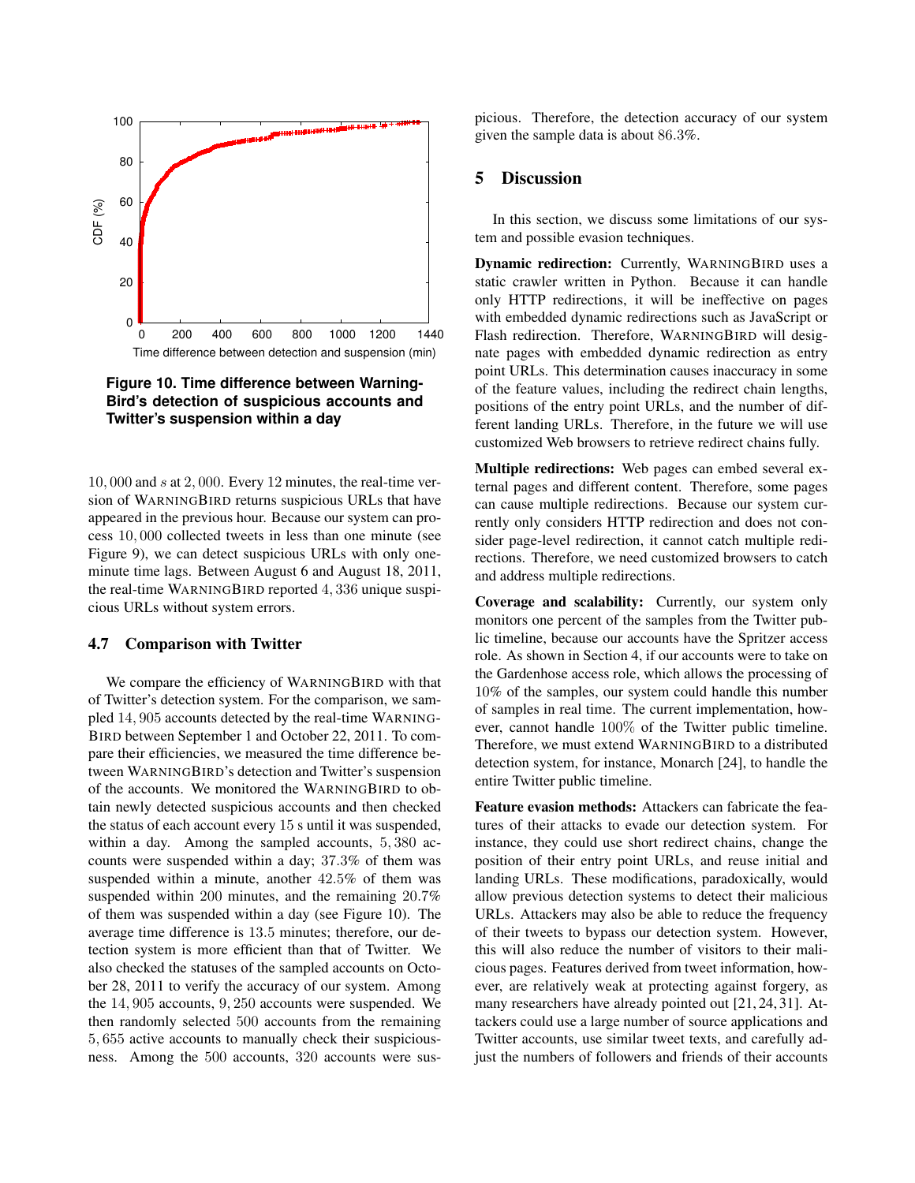Figure 10. Time difference between WarningBird's detection of suspicious accounts and Twitter's suspension within a day

10,000 and $s$ at 2,000. Every 12 minutes, the real-time version of WARNINGBIRD returns suspicious URLs that have appeared in the previous hour. Because our system can process 10,000 collected tweets in less than one minute (see Figure 9), we can detect suspicious URLs with only one-minute time lags. Between August 6 and August 18, 2011, the real-time WARNINGBIRD reported 4,336 unique suspicious URLs without system errors.

### 4.7 Comparison with Twitter

We compare the efficiency of WARNINGBIRD with that of Twitter's detection system. For the comparison, we sampled 14,905 accounts detected by the real-time WARNINGBIRD between September 1 and October 22, 2011. To compare their efficiencies, we measured the time difference between WARNINGBIRD's detection and Twitter's suspension of the accounts. We monitored the WARNINGBIRD to obtain newly detected suspicious accounts and then checked the status of each account every 15 s until it was suspended, within a day. Among the sampled accounts, 5,380 accounts were suspended within a day; 37.3% of them was suspended within a minute, another 42.5% of them was suspended within 200 minutes, and the remaining 20.7% of them was suspended within a day (see Figure 10). The average time difference is 13.5 minutes; therefore, our detection system is more efficient than that of Twitter. We also checked the statuses of the sampled accounts on October 28, 2011 to verify the accuracy of our system. Among the 14,905 accounts, 9,250 accounts were suspended. We then randomly selected 500 accounts from the remaining 5,655 active accounts to manually check their suspiciousness. Among the 500 accounts, 320 accounts were suspicious. Therefore, the detection accuracy of our system given the sample data is about 86.3%.

## 5 Discussion

In this section, we discuss some limitations of our system and possible evasion techniques.

**Dynamic redirection:** Currently, WARNINGBIRD uses a static crawler written in Python. Because it can handle only HTTP redirections, it will be ineffective on pages with embedded dynamic redirections such as JavaScript or Flash redirection. Therefore, WARNINGBIRD will designate pages with embedded dynamic redirection as entry point URLs. This determination causes inaccuracy in some of the feature values, including the redirect chain lengths, positions of the entry point URLs, and the number of different landing URLs. Therefore, in the future we will use customized Web browsers to retrieve redirect chains fully.

**Multiple redirections:** Web pages can embed several external pages and different content. Therefore, some pages can cause multiple redirections. Because our system currently only considers HTTP redirection and does not consider page-level redirection, it cannot catch multiple redirections. Therefore, we need customized browsers to catch and address multiple redirections.

**Coverage and scalability:** Currently, our system only monitors one percent of the samples from the Twitter public timeline, because our accounts have the Spritzer access role. As shown in Section 4, if our accounts were to take on the Gardenhose access role, which allows the processing of 10% of the samples, our system could handle this number of samples in real time. The current implementation, however, cannot handle 100% of the Twitter public timeline. Therefore, we must extend WARNINGBIRD to a distributed detection system, for instance, Monarch [24], to handle the entire Twitter public timeline.

**Feature evasion methods:** Attackers can fabricate the features of their attacks to evade our detection system. For instance, they could use short redirect chains, change the position of their entry point URLs, and reuse initial and landing URLs. These modifications, paradoxically, would allow previous detection systems to detect their malicious URLs. Attackers may also be able to reduce the frequency of their tweets to bypass our detection system. However, this will also reduce the number of visitors to their malicious pages. Features derived from tweet information, however, are relatively weak at protecting against forgery, as many researchers have already pointed out [21, 24, 31]. Attackers could use a large number of source applications and Twitter accounts, use similar tweet texts, and carefully adjust the numbers of followers and friends of their accounts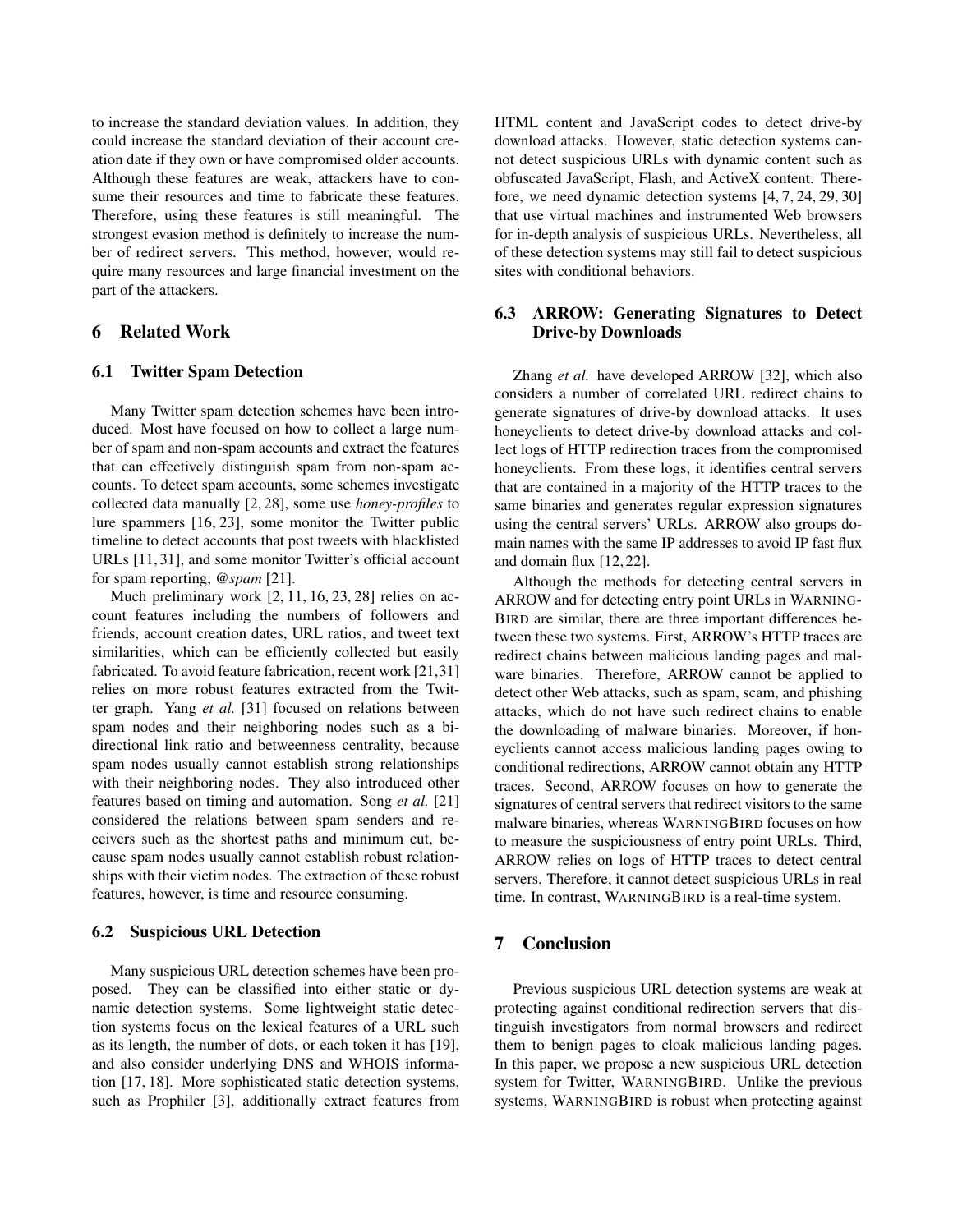to increase the standard deviation values. In addition, they could increase the standard deviation of their account creation date if they own or have compromised older accounts. Although these features are weak, attackers have to consume their resources and time to fabricate these features. Therefore, using these features is still meaningful. The strongest evasion method is definitely to increase the number of redirect servers. This method, however, would require many resources and large financial investment on the part of the attackers.

## 6 Related Work

### 6.1 Twitter Spam Detection

Many Twitter spam detection schemes have been introduced. Most have focused on how to collect a large number of spam and non-spam accounts and extract the features that can effectively distinguish spam from non-spam accounts. To detect spam accounts, some schemes investigate collected data manually [2, 28], some use *honey-profiles* to lure spammers [16, 23], some monitor the Twitter public timeline to detect accounts that post tweets with blacklisted URLs [11, 31], and some monitor Twitter's official account for spam reporting, *@spam* [21].

Much preliminary work [2, 11, 16, 23, 28] relies on account features including the numbers of followers and friends, account creation dates, URL ratios, and tweet text similarities, which can be efficiently collected but easily fabricated. To avoid feature fabrication, recent work [21,31] relies on more robust features extracted from the Twitter graph. Yang *et al.* [31] focused on relations between spam nodes and their neighboring nodes such as a bi-directional link ratio and betweenness centrality, because spam nodes usually cannot establish strong relationships with their neighboring nodes. They also introduced other features based on timing and automation. Song *et al.* [21] considered the relations between spam senders and receivers such as the shortest paths and minimum cut, because spam nodes usually cannot establish robust relationships with their victim nodes. The extraction of these robust features, however, is time and resource consuming.

### 6.2 Suspicious URL Detection

Many suspicious URL detection schemes have been proposed. They can be classified into either static or dynamic detection systems. Some lightweight static detection systems focus on the lexical features of a URL such as its length, the number of dots, or each token it has [19], and also consider underlying DNS and WHOIS information [17, 18]. More sophisticated static detection systems, such as Prophiler [3], additionally extract features from HTML content and JavaScript codes to detect drive-by download attacks. However, static detection systems cannot detect suspicious URLs with dynamic content such as obfuscated JavaScript, Flash, and ActiveX content. Therefore, we need dynamic detection systems [4, 7, 24, 29, 30] that use virtual machines and instrumented Web browsers for in-depth analysis of suspicious URLs. Nevertheless, all of these detection systems may still fail to detect suspicious sites with conditional behaviors.

### 6.3 ARROW: Generating Signatures to Detect Drive-by Downloads

Zhang *et al.* have developed ARROW [32], which also considers a number of correlated URL redirect chains to generate signatures of drive-by download attacks. It uses honeyclients to detect drive-by download attacks and collect logs of HTTP redirection traces from the compromised honeyclients. From these logs, it identifies central servers that are contained in a majority of the HTTP traces to the same binaries and generates regular expression signatures using the central servers' URLs. ARROW also groups domain names with the same IP addresses to avoid IP fast flux and domain flux [12, 22].

Although the methods for detecting central servers in ARROW and for detecting entry point URLs in WARNINGBIRD are similar, there are three important differences between these two systems. First, ARROW's HTTP traces are redirect chains between malicious landing pages and malware binaries. Therefore, ARROW cannot be applied to detect other Web attacks, such as spam, scam, and phishing attacks, which do not have such redirect chains to enable the downloading of malware binaries. Moreover, if honeyclients cannot access malicious landing pages owing to conditional redirections, ARROW cannot obtain any HTTP traces. Second, ARROW focuses on how to generate the signatures of central servers that redirect visitors to the same malware binaries, whereas WARNINGBIRD focuses on how to measure the suspiciousness of entry point URLs. Third, ARROW relies on logs of HTTP traces to detect central servers. Therefore, it cannot detect suspicious URLs in real time. In contrast, WARNINGBIRD is a real-time system.

## 7 Conclusion

Previous suspicious URL detection systems are weak at protecting against conditional redirection servers that distinguish investigators from normal browsers and redirect them to benign pages to cloak malicious landing pages. In this paper, we propose a new suspicious URL detection system for Twitter, WARNINGBIRD. Unlike the previous systems, WARNINGBIRD is robust when protecting against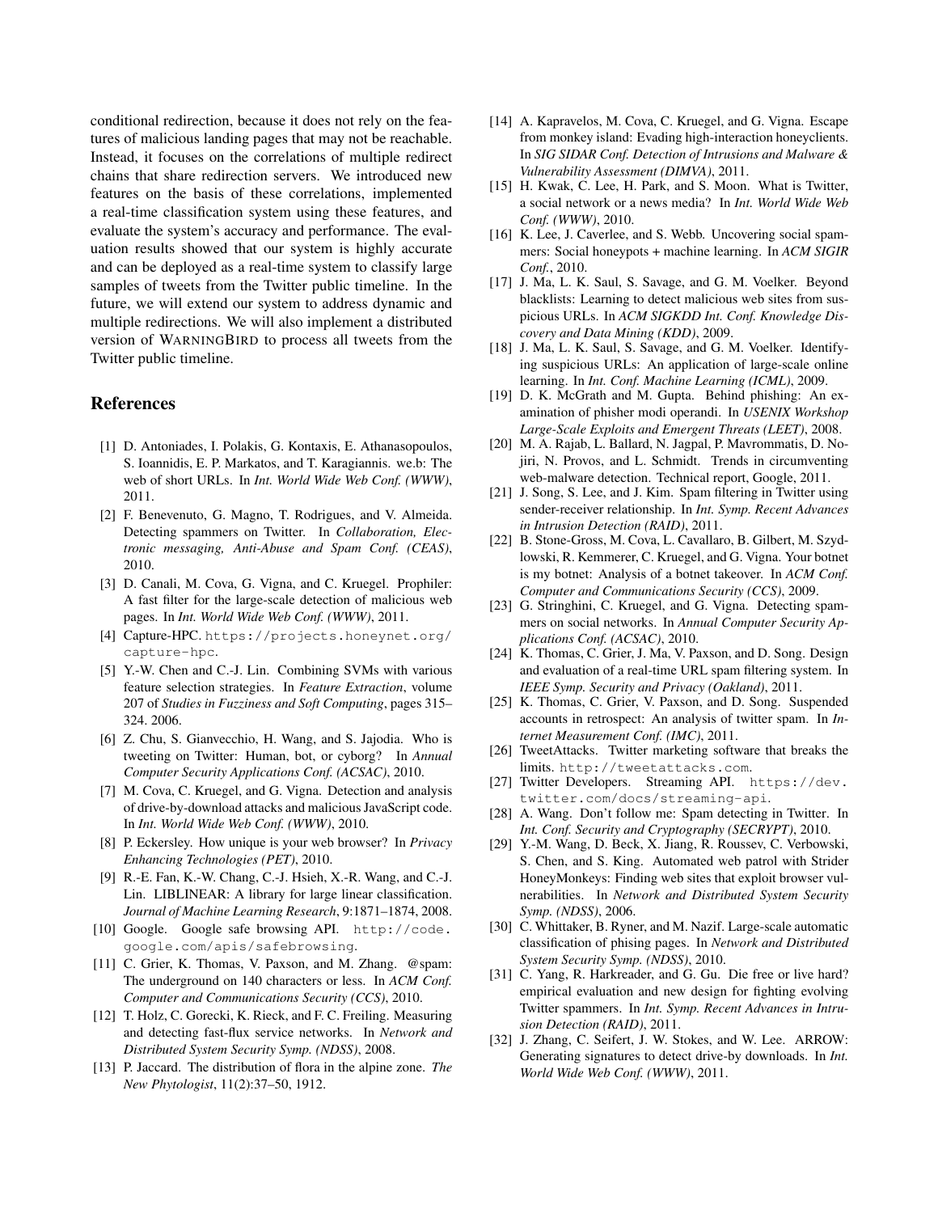conditional redirection, because it does not rely on the features of malicious landing pages that may not be reachable. Instead, it focuses on the correlations of multiple redirect chains that share redirection servers. We introduced new features on the basis of these correlations, implemented a real-time classification system using these features, and evaluate the system's accuracy and performance. The evaluation results showed that our system is highly accurate and can be deployed as a real-time system to classify large samples of tweets from the Twitter public timeline. In the future, we will extend our system to address dynamic and multiple redirections. We will also implement a distributed version of WARNINGBIRD to process all tweets from the Twitter public timeline.

## References

[1] D. Antoniades, I. Polakis, G. Kontaxis, E. Athanasopoulos, S. Ioannidis, E. P. Markatos, and T. Karagiannis. we.b: The web of short URLs. In *Int. World Wide Web Conf. (WWW)*, 2011.

[2] F. Benevenuto, G. Magno, T. Rodrigues, and V. Almeida. Detecting spammers on Twitter. In *Collaboration, Electronic messaging, Anti-Abuse and Spam Conf. (CEAS)*, 2010.

[3] D. Canali, M. Cova, G. Vigna, and C. Kruegel. Prophiler: A fast filter for the large-scale detection of malicious web pages. In *Int. World Wide Web Conf. (WWW)*, 2011.

[4] Capture-HPC. `https://projects.honeynet.org/capture-hpc`.

[5] Y.-W. Chen and C.-J. Lin. Combining SVMs with various feature selection strategies. In *Feature Extraction*, volume 207 of *Studies in Fuzziness and Soft Computing*, pages 315–324. 2006.

[6] Z. Chu, S. Gianvecchio, H. Wang, and S. Jajodia. Who is tweeting on Twitter: Human, bot, or cyborg? In *Annual Computer Security Applications Conf. (ACSAC)*, 2010.

[7] M. Cova, C. Kruegel, and G. Vigna. Detection and analysis of drive-by-download attacks and malicious JavaScript code. In *Int. World Wide Web Conf. (WWW)*, 2010.

[8] P. Eckersley. How unique is your web browser? In *Privacy Enhancing Technologies (PET)*, 2010.

[9] R.-E. Fan, K.-W. Chang, C.-J. Hsieh, X.-R. Wang, and C.-J. Lin. LIBLINEAR: A library for large linear classification. *Journal of Machine Learning Research*, 9:1871–1874, 2008.

[10] Google. Google safe browsing API. `http://code.google.com/apis/safebrowsing`.

[11] C. Grier, K. Thomas, V. Paxson, and M. Zhang. @spam: The underground on 140 characters or less. In *ACM Conf. Computer and Communications Security (CCS)*, 2010.

[12] T. Holz, C. Gorecki, K. Rieck, and F. C. Freiling. Measuring and detecting fast-flux service networks. In *Network and Distributed System Security Symp. (NDSS)*, 2008.

[13] P. Jaccard. The distribution of flora in the alpine zone. *The New Phytologist*, 11(2):37–50, 1912.

[14] A. Kapravelos, M. Cova, C. Kruegel, and G. Vigna. Escape from monkey island: Evading high-interaction honeyclients. In *SIG SIDAR Conf. Detection of Intrusions and Malware & Vulnerability Assessment (DIMVA)*, 2011.

[15] H. Kwak, C. Lee, H. Park, and S. Moon. What is Twitter, a social network or a news media? In *Int. World Wide Web Conf. (WWW)*, 2010.

[16] K. Lee, J. Caverlee, and S. Webb. Uncovering social spammers: Social honeypots + machine learning. In *ACM SIGIR Conf.*, 2010.

[17] J. Ma, L. K. Saul, S. Savage, and G. M. Voelker. Beyond blacklists: Learning to detect malicious web sites from suspicious URLs. In *ACM SIGKDD Int. Conf. Knowledge Discovery and Data Mining (KDD)*, 2009.

[18] J. Ma, L. K. Saul, S. Savage, and G. M. Voelker. Identifying suspicious URLs: An application of large-scale online learning. In *Int. Conf. Machine Learning (ICML)*, 2009.

[19] D. K. McGrath and M. Gupta. Behind phishing: An examination of phisher modi operandi. In *USENIX Workshop Large-Scale Exploits and Emergent Threats (LEET)*, 2008.

[20] M. A. Rajab, L. Ballard, N. Jagpal, P. Mavrommatis, D. Nojiri, N. Provos, and L. Schmidt. Trends in circumventing web-malware detection. Technical report, Google, 2011.

[21] J. Song, S. Lee, and J. Kim. Spam filtering in Twitter using sender-receiver relationship. In *Int. Symp. Recent Advances in Intrusion Detection (RAID)*, 2011.

[22] B. Stone-Gross, M. Cova, L. Cavallaro, B. Gilbert, M. Szydlowski, R. Kemmerer, C. Kruegel, and G. Vigna. Your botnet is my botnet: Analysis of a botnet takeover. In *ACM Conf. Computer and Communications Security (CCS)*, 2009.

[23] G. Stringhini, C. Kruegel, and G. Vigna. Detecting spammers on social networks. In *Annual Computer Security Applications Conf. (ACSAC)*, 2010.

[24] K. Thomas, C. Grier, J. Ma, V. Paxson, and D. Song. Design and evaluation of a real-time URL spam filtering system. In *IEEE Symp. Security and Privacy (Oakland)*, 2011.

[25] K. Thomas, C. Grier, V. Paxson, and D. Song. Suspended accounts in retrospect: An analysis of twitter spam. In *Internet Measurement Conf. (IMC)*, 2011.

[26] TweetAttacks. Twitter marketing software that breaks the limits. `http://tweetattacks.com`.

[27] Twitter Developers. Streaming API. `https://dev.twitter.com/docs/streaming-api`.

[28] A. Wang. Don't follow me: Spam detecting in Twitter. In *Int. Conf. Security and Cryptography (SECRYPT)*, 2010.

[29] Y.-M. Wang, D. Beck, X. Jiang, R. Roussev, C. Verbowski, S. Chen, and S. King. Automated web patrol with Strider HoneyMonkeys: Finding web sites that exploit browser vulnerabilities. In *Network and Distributed System Security Symp. (NDSS)*, 2006.

[30] C. Whittaker, B. Ryner, and M. Nazif. Large-scale automatic classification of phising pages. In *Network and Distributed System Security Symp. (NDSS)*, 2010.

[31] C. Yang, R. Harkreader, and G. Gu. Die free or live hard? empirical evaluation and new design for fighting evolving Twitter spammers. In *Int. Symp. Recent Advances in Intrusion Detection (RAID)*, 2011.

[32] J. Zhang, C. Seifert, J. W. Stokes, and W. Lee. ARROW: Generating signatures to detect drive-by downloads. In *Int. World Wide Web Conf. (WWW)*, 2011.